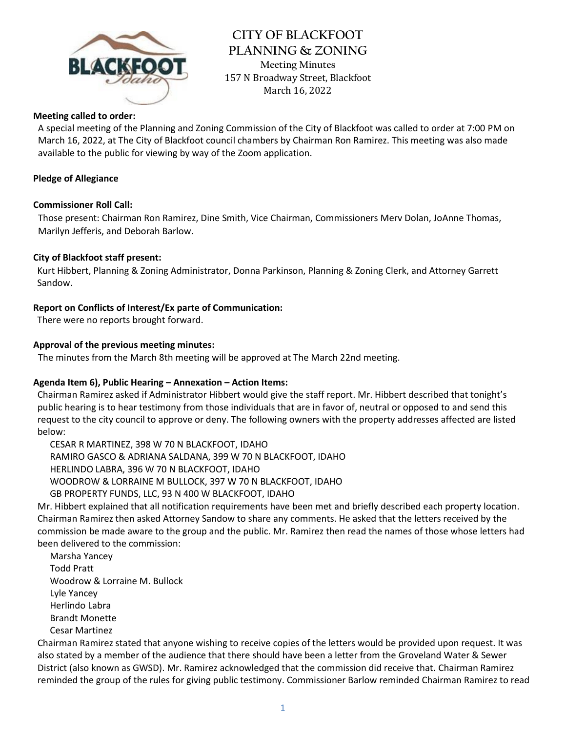# CITY OF BLACKFOOT
## PLANNING & ZONING

Meeting Minutes
157 N Broadway Street, Blackfoot
March 16, 2022

**Meeting called to order:**

A special meeting of the Planning and Zoning Commission of the City of Blackfoot was called to order at 7:00 PM on March 16, 2022, at The City of Blackfoot council chambers by Chairman Ron Ramirez. This meeting was also made available to the public for viewing by way of the Zoom application.

**Pledge of Allegiance**

**Commissioner Roll Call:**

Those present: Chairman Ron Ramirez, Dine Smith, Vice Chairman, Commissioners Merv Dolan, JoAnne Thomas, Marilyn Jefferis, and Deborah Barlow.

**City of Blackfoot staff present:**

Kurt Hibbert, Planning & Zoning Administrator, Donna Parkinson, Planning & Zoning Clerk, and Attorney Garrett Sandow.

**Report on Conflicts of Interest/Ex parte of Communication:**

There were no reports brought forward.

**Approval of the previous meeting minutes:**

The minutes from the March 8th meeting will be approved at The March 22nd meeting.

**Agenda Item 6), Public Hearing – Annexation – Action Items:**

Chairman Ramirez asked if Administrator Hibbert would give the staff report. Mr. Hibbert described that tonight's public hearing is to hear testimony from those individuals that are in favor of, neutral or opposed to and send this request to the city council to approve or deny. The following owners with the property addresses affected are listed below:

CESAR R MARTINEZ, 398 W 70 N BLACKFOOT, IDAHO
RAMIRO GASCO & ADRIANA SALDANA, 399 W 70 N BLACKFOOT, IDAHO
HERLINDO LABRA, 396 W 70 N BLACKFOOT, IDAHO
WOODROW & LORRAINE M BULLOCK, 397 W 70 N BLACKFOOT, IDAHO
GB PROPERTY FUNDS, LLC, 93 N 400 W BLACKFOOT, IDAHO

Mr. Hibbert explained that all notification requirements have been met and briefly described each property location. Chairman Ramirez then asked Attorney Sandow to share any comments. He asked that the letters received by the commission be made aware to the group and the public. Mr. Ramirez then read the names of those whose letters had been delivered to the commission:

Marsha Yancey
Todd Pratt
Woodrow & Lorraine M. Bullock
Lyle Yancey
Herlindo Labra
Brandt Monette
Cesar Martinez

Chairman Ramirez stated that anyone wishing to receive copies of the letters would be provided upon request. It was also stated by a member of the audience that there should have been a letter from the Groveland Water & Sewer District (also known as GWSD). Mr. Ramirez acknowledged that the commission did receive that. Chairman Ramirez reminded the group of the rules for giving public testimony. Commissioner Barlow reminded Chairman Ramirez to read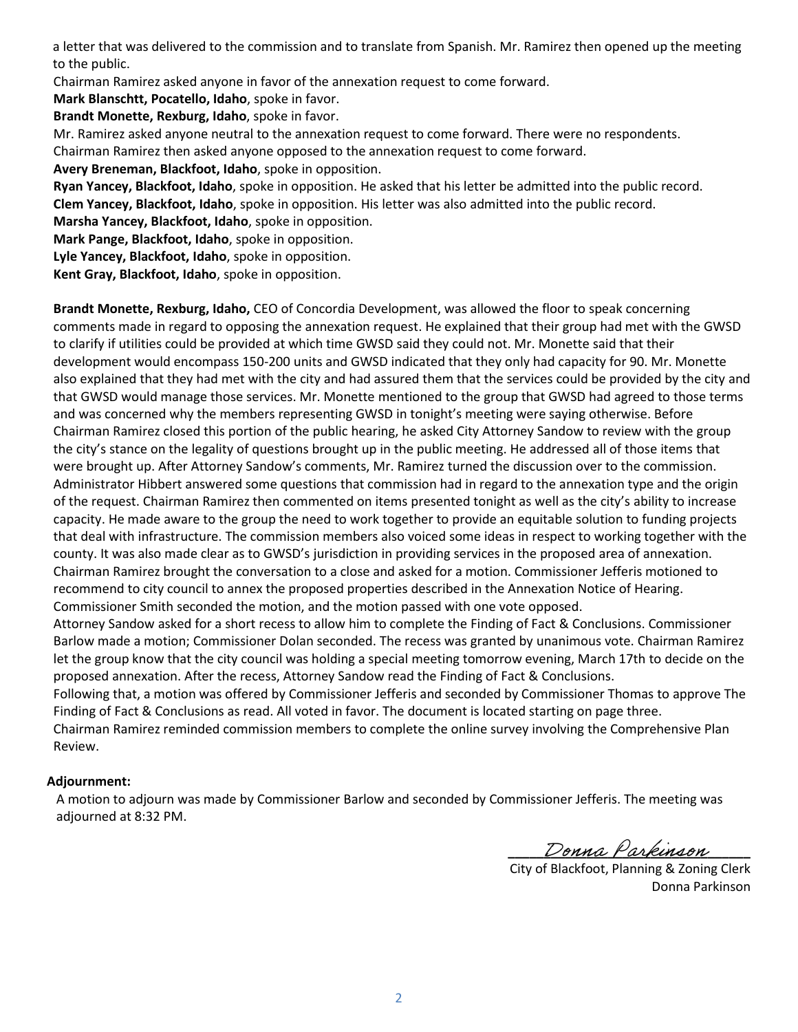a letter that was delivered to the commission and to translate from Spanish. Mr. Ramirez then opened up the meeting to the public.

Chairman Ramirez asked anyone in favor of the annexation request to come forward.

**Mark Blanschtt, Pocatello, Idaho**, spoke in favor.

**Brandt Monette, Rexburg, Idaho**, spoke in favor.

Mr. Ramirez asked anyone neutral to the annexation request to come forward. There were no respondents.

Chairman Ramirez then asked anyone opposed to the annexation request to come forward.

**Avery Breneman, Blackfoot, Idaho**, spoke in opposition.

**Ryan Yancey, Blackfoot, Idaho**, spoke in opposition. He asked that his letter be admitted into the public record.

**Clem Yancey, Blackfoot, Idaho**, spoke in opposition. His letter was also admitted into the public record.

**Marsha Yancey, Blackfoot, Idaho**, spoke in opposition.

**Mark Pange, Blackfoot, Idaho**, spoke in opposition.

**Lyle Yancey, Blackfoot, Idaho**, spoke in opposition.

**Kent Gray, Blackfoot, Idaho**, spoke in opposition.

**Brandt Monette, Rexburg, Idaho,** CEO of Concordia Development, was allowed the floor to speak concerning comments made in regard to opposing the annexation request. He explained that their group had met with the GWSD to clarify if utilities could be provided at which time GWSD said they could not. Mr. Monette said that their development would encompass 150-200 units and GWSD indicated that they only had capacity for 90. Mr. Monette also explained that they had met with the city and had assured them that the services could be provided by the city and that GWSD would manage those services. Mr. Monette mentioned to the group that GWSD had agreed to those terms and was concerned why the members representing GWSD in tonight's meeting were saying otherwise. Before Chairman Ramirez closed this portion of the public hearing, he asked City Attorney Sandow to review with the group the city's stance on the legality of questions brought up in the public meeting. He addressed all of those items that were brought up. After Attorney Sandow's comments, Mr. Ramirez turned the discussion over to the commission. Administrator Hibbert answered some questions that commission had in regard to the annexation type and the origin of the request. Chairman Ramirez then commented on items presented tonight as well as the city's ability to increase capacity. He made aware to the group the need to work together to provide an equitable solution to funding projects that deal with infrastructure. The commission members also voiced some ideas in respect to working together with the county. It was also made clear as to GWSD's jurisdiction in providing services in the proposed area of annexation. Chairman Ramirez brought the conversation to a close and asked for a motion. Commissioner Jefferis motioned to recommend to city council to annex the proposed properties described in the Annexation Notice of Hearing. Commissioner Smith seconded the motion, and the motion passed with one vote opposed.

Attorney Sandow asked for a short recess to allow him to complete the Finding of Fact & Conclusions. Commissioner Barlow made a motion; Commissioner Dolan seconded. The recess was granted by unanimous vote. Chairman Ramirez let the group know that the city council was holding a special meeting tomorrow evening, March 17th to decide on the proposed annexation. After the recess, Attorney Sandow read the Finding of Fact & Conclusions.

Following that, a motion was offered by Commissioner Jefferis and seconded by Commissioner Thomas to approve The Finding of Fact & Conclusions as read. All voted in favor. The document is located starting on page three.

Chairman Ramirez reminded commission members to complete the online survey involving the Comprehensive Plan Review.

**Adjournment:**

A motion to adjourn was made by Commissioner Barlow and seconded by Commissioner Jefferis. The meeting was adjourned at 8:32 PM.

*Donna Parkinson*

City of Blackfoot, Planning & Zoning Clerk
Donna Parkinson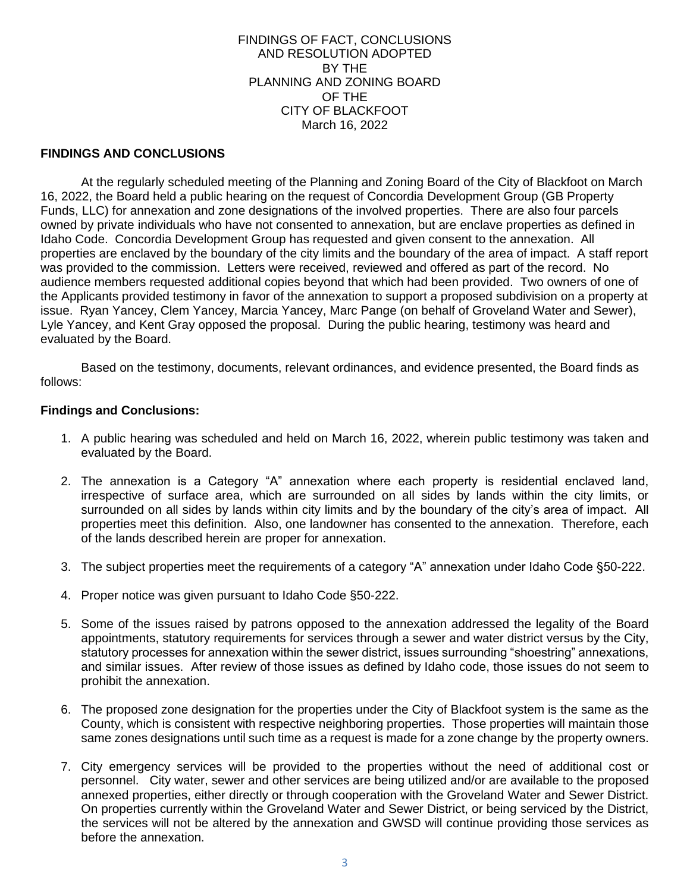FINDINGS OF FACT, CONCLUSIONS
AND RESOLUTION ADOPTED
BY THE
PLANNING AND ZONING BOARD
OF THE
CITY OF BLACKFOOT
March 16, 2022

## FINDINGS AND CONCLUSIONS

At the regularly scheduled meeting of the Planning and Zoning Board of the City of Blackfoot on March 16, 2022, the Board held a public hearing on the request of Concordia Development Group (GB Property Funds, LLC) for annexation and zone designations of the involved properties. There are also four parcels owned by private individuals who have not consented to annexation, but are enclave properties as defined in Idaho Code. Concordia Development Group has requested and given consent to the annexation. All properties are enclaved by the boundary of the city limits and the boundary of the area of impact. A staff report was provided to the commission. Letters were received, reviewed and offered as part of the record. No audience members requested additional copies beyond that which had been provided. Two owners of one of the Applicants provided testimony in favor of the annexation to support a proposed subdivision on a property at issue. Ryan Yancey, Clem Yancey, Marcia Yancey, Marc Pange (on behalf of Groveland Water and Sewer), Lyle Yancey, and Kent Gray opposed the proposal. During the public hearing, testimony was heard and evaluated by the Board.

Based on the testimony, documents, relevant ordinances, and evidence presented, the Board finds as follows:

**Findings and Conclusions:**

1. A public hearing was scheduled and held on March 16, 2022, wherein public testimony was taken and evaluated by the Board.
2. The annexation is a Category "A" annexation where each property is residential enclaved land, irrespective of surface area, which are surrounded on all sides by lands within the city limits, or surrounded on all sides by lands within city limits and by the boundary of the city's area of impact. All properties meet this definition. Also, one landowner has consented to the annexation. Therefore, each of the lands described herein are proper for annexation.
3. The subject properties meet the requirements of a category "A" annexation under Idaho Code §50-222.
4. Proper notice was given pursuant to Idaho Code §50-222.
5. Some of the issues raised by patrons opposed to the annexation addressed the legality of the Board appointments, statutory requirements for services through a sewer and water district versus by the City, statutory processes for annexation within the sewer district, issues surrounding "shoestring" annexations, and similar issues. After review of those issues as defined by Idaho code, those issues do not seem to prohibit the annexation.
6. The proposed zone designation for the properties under the City of Blackfoot system is the same as the County, which is consistent with respective neighboring properties. Those properties will maintain those same zones designations until such time as a request is made for a zone change by the property owners.
7. City emergency services will be provided to the properties without the need of additional cost or personnel. City water, sewer and other services are being utilized and/or are available to the proposed annexed properties, either directly or through cooperation with the Groveland Water and Sewer District. On properties currently within the Groveland Water and Sewer District, or being serviced by the District, the services will not be altered by the annexation and GWSD will continue providing those services as before the annexation.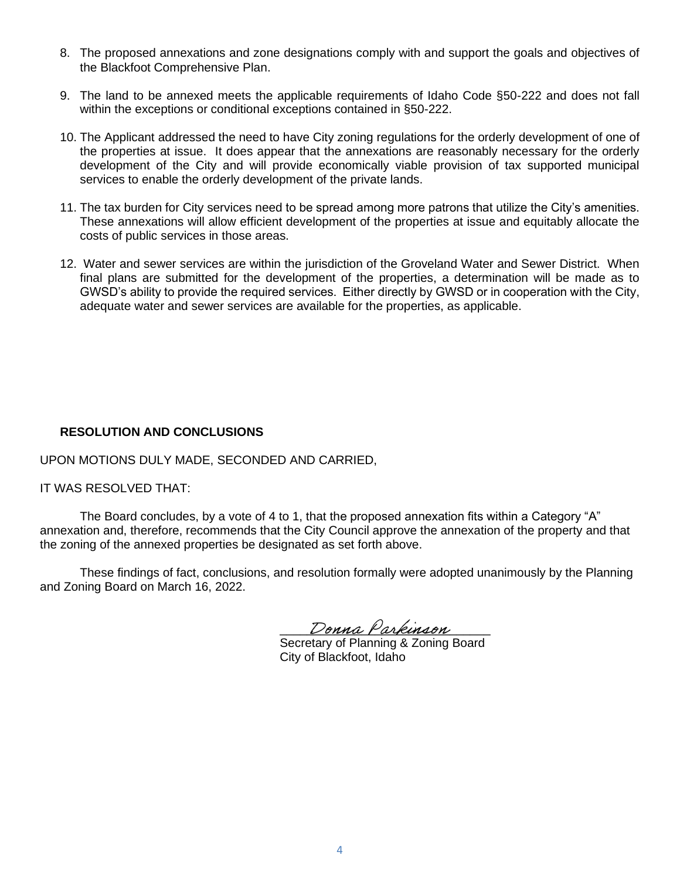8. The proposed annexations and zone designations comply with and support the goals and objectives of the Blackfoot Comprehensive Plan.

9. The land to be annexed meets the applicable requirements of Idaho Code §50-222 and does not fall within the exceptions or conditional exceptions contained in §50-222.

10. The Applicant addressed the need to have City zoning regulations for the orderly development of one of the properties at issue. It does appear that the annexations are reasonably necessary for the orderly development of the City and will provide economically viable provision of tax supported municipal services to enable the orderly development of the private lands.

11. The tax burden for City services need to be spread among more patrons that utilize the City's amenities. These annexations will allow efficient development of the properties at issue and equitably allocate the costs of public services in those areas.

12. Water and sewer services are within the jurisdiction of the Groveland Water and Sewer District. When final plans are submitted for the development of the properties, a determination will be made as to GWSD's ability to provide the required services. Either directly by GWSD or in cooperation with the City, adequate water and sewer services are available for the properties, as applicable.

**RESOLUTION AND CONCLUSIONS**

UPON MOTIONS DULY MADE, SECONDED AND CARRIED,

IT WAS RESOLVED THAT:

The Board concludes, by a vote of 4 to 1, that the proposed annexation fits within a Category "A" annexation and, therefore, recommends that the City Council approve the annexation of the property and that the zoning of the annexed properties be designated as set forth above.

These findings of fact, conclusions, and resolution formally were adopted unanimously by the Planning and Zoning Board on March 16, 2022.

Donna Parkinson
Secretary of Planning & Zoning Board
City of Blackfoot, Idaho